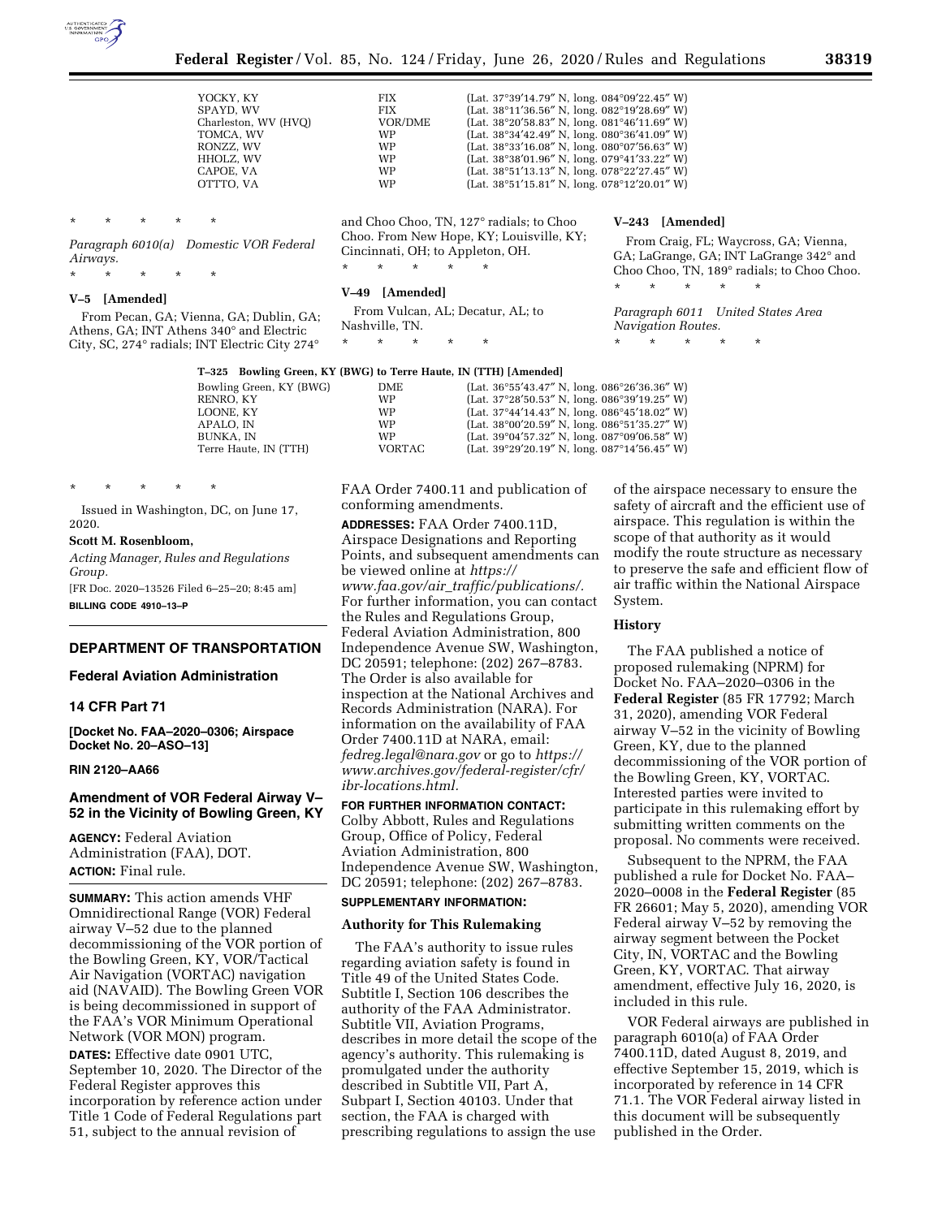| | | |
|---|---|---|
| YOCKY, KY | FIX | (Lat. 37°39′14.79″ N, long. 084°09′22.45″ W) |
| SPAYD, WV | FIX | (Lat. 38°11′36.56″ N, long. 082°19′28.69″ W) |
| Charleston, WV (HVQ) | VOR/DME | (Lat. 38°20′58.83″ N, long. 081°46′11.69″ W) |
| TOMCA, WV | WP | (Lat. 38°34′42.49″ N, long. 080°36′41.09″ W) |
| RONZZ, WV | WP | (Lat. 38°33′16.08″ N, long. 080°07′56.63″ W) |
| HHOLZ, WV | WP | (Lat. 38°38′01.96″ N, long. 079°41′33.22″ W) |
| CAPOE, VA | WP | (Lat. 38°51′13.13″ N, long. 078°22′27.45″ W) |
| OTTTO, VA | WP | (Lat. 38°51′15.81″ N, long. 078°12′20.01″ W) |

\* \* \* \* \*

*Paragraph 6010(a) Domestic VOR Federal Airways.*

\* \* \* \* \*

**V–5 [Amended]**

From Pecan, GA; Vienna, GA; Dublin, GA; Athens, GA; INT Athens 340° and Electric City, SC, 274° radials; INT Electric City 274° and Choo Choo, TN, 127° radials; to Choo Choo. From New Hope, KY; Louisville, KY; Cincinnati, OH; to Appleton, OH.

\* \* \* \* \*

**V–49 [Amended]**

From Vulcan, AL; Decatur, AL; to Nashville, TN.

\* \* \* \* \*

**V–243 [Amended]**

From Craig, FL; Waycross, GA; Vienna, GA; LaGrange, GA; INT LaGrange 342° and Choo Choo, TN, 189° radials; to Choo Choo.

\* \* \* \* \*

*Paragraph 6011 United States Area Navigation Routes.*

\* \* \* \* \*

**T–325 Bowling Green, KY (BWG) to Terre Haute, IN (TTH) [Amended]**

| | | |
|---|---|---|
| Bowling Green, KY (BWG) | DME | (Lat. 36°55′43.47″ N, long. 086°26′36.36″ W) |
| RENRO, KY | WP | (Lat. 37°28′50.53″ N, long. 086°39′19.25″ W) |
| LOONE, KY | WP | (Lat. 37°44′14.43″ N, long. 086°45′18.02″ W) |
| APALO, IN | WP | (Lat. 38°00′20.59″ N, long. 086°51′35.27″ W) |
| BUNKA, IN | WP | (Lat. 39°04′57.32″ N, long. 087°09′06.58″ W) |
| Terre Haute, IN (TTH) | VORTAC | (Lat. 39°29′20.19″ N, long. 087°14′56.45″ W) |

\* \* \* \* \*

Issued in Washington, DC, on June 17, 2020.

**Scott M. Rosenbloom,**

*Acting Manager, Rules and Regulations Group.*

[FR Doc. 2020–13526 Filed 6–25–20; 8:45 am]

**BILLING CODE 4910–13–P**

---

## DEPARTMENT OF TRANSPORTATION

### Federal Aviation Administration

### 14 CFR Part 71

**[Docket No. FAA–2020–0306; Airspace Docket No. 20–ASO–13]**

**RIN 2120–AA66**

## Amendment of VOR Federal Airway V–52 in the Vicinity of Bowling Green, KY

**AGENCY:** Federal Aviation Administration (FAA), DOT.

**ACTION:** Final rule.

**SUMMARY:** This action amends VHF Omnidirectional Range (VOR) Federal airway V–52 due to the planned decommissioning of the VOR portion of the Bowling Green, KY, VOR/Tactical Air Navigation (VORTAC) navigation aid (NAVAID). The Bowling Green VOR is being decommissioned in support of the FAA's VOR Minimum Operational Network (VOR MON) program.

**DATES:** Effective date 0901 UTC, September 10, 2020. The Director of the Federal Register approves this incorporation by reference action under Title 1 Code of Federal Regulations part 51, subject to the annual revision of FAA Order 7400.11 and publication of conforming amendments.

**ADDRESSES:** FAA Order 7400.11D, Airspace Designations and Reporting Points, and subsequent amendments can be viewed online at *https://www.faa.gov/air_traffic/publications/.* For further information, you can contact the Rules and Regulations Group, Federal Aviation Administration, 800 Independence Avenue SW, Washington, DC 20591; telephone: (202) 267–8783. The Order is also available for inspection at the National Archives and Records Administration (NARA). For information on the availability of FAA Order 7400.11D at NARA, email: *fedreg.legal@nara.gov* or go to *https://www.archives.gov/federal-register/cfr/ibr-locations.html.*

**FOR FURTHER INFORMATION CONTACT:** Colby Abbott, Rules and Regulations Group, Office of Policy, Federal Aviation Administration, 800 Independence Avenue SW, Washington, DC 20591; telephone: (202) 267–8783.

**SUPPLEMENTARY INFORMATION:**

### Authority for This Rulemaking

The FAA's authority to issue rules regarding aviation safety is found in Title 49 of the United States Code. Subtitle I, Section 106 describes the authority of the FAA Administrator. Subtitle VII, Aviation Programs, describes in more detail the scope of the agency's authority. This rulemaking is promulgated under the authority described in Subtitle VII, Part A, Subpart I, Section 40103. Under that section, the FAA is charged with prescribing regulations to assign the use of the airspace necessary to ensure the safety of aircraft and the efficient use of airspace. This regulation is within the scope of that authority as it would modify the route structure as necessary to preserve the safe and efficient flow of air traffic within the National Airspace System.

### History

The FAA published a notice of proposed rulemaking (NPRM) for Docket No. FAA–2020–0306 in the **Federal Register** (85 FR 17792; March 31, 2020), amending VOR Federal airway V–52 in the vicinity of Bowling Green, KY, due to the planned decommissioning of the VOR portion of the Bowling Green, KY, VORTAC. Interested parties were invited to participate in this rulemaking effort by submitting written comments on the proposal. No comments were received.

Subsequent to the NPRM, the FAA published a rule for Docket No. FAA–2020–0008 in the **Federal Register** (85 FR 26601; May 5, 2020), amending VOR Federal airway V–52 by removing the airway segment between the Pocket City, IN, VORTAC and the Bowling Green, KY, VORTAC. That airway amendment, effective July 16, 2020, is included in this rule.

VOR Federal airways are published in paragraph 6010(a) of FAA Order 7400.11D, dated August 8, 2019, and effective September 15, 2019, which is incorporated by reference in 14 CFR 71.1. The VOR Federal airway listed in this document will be subsequently published in the Order.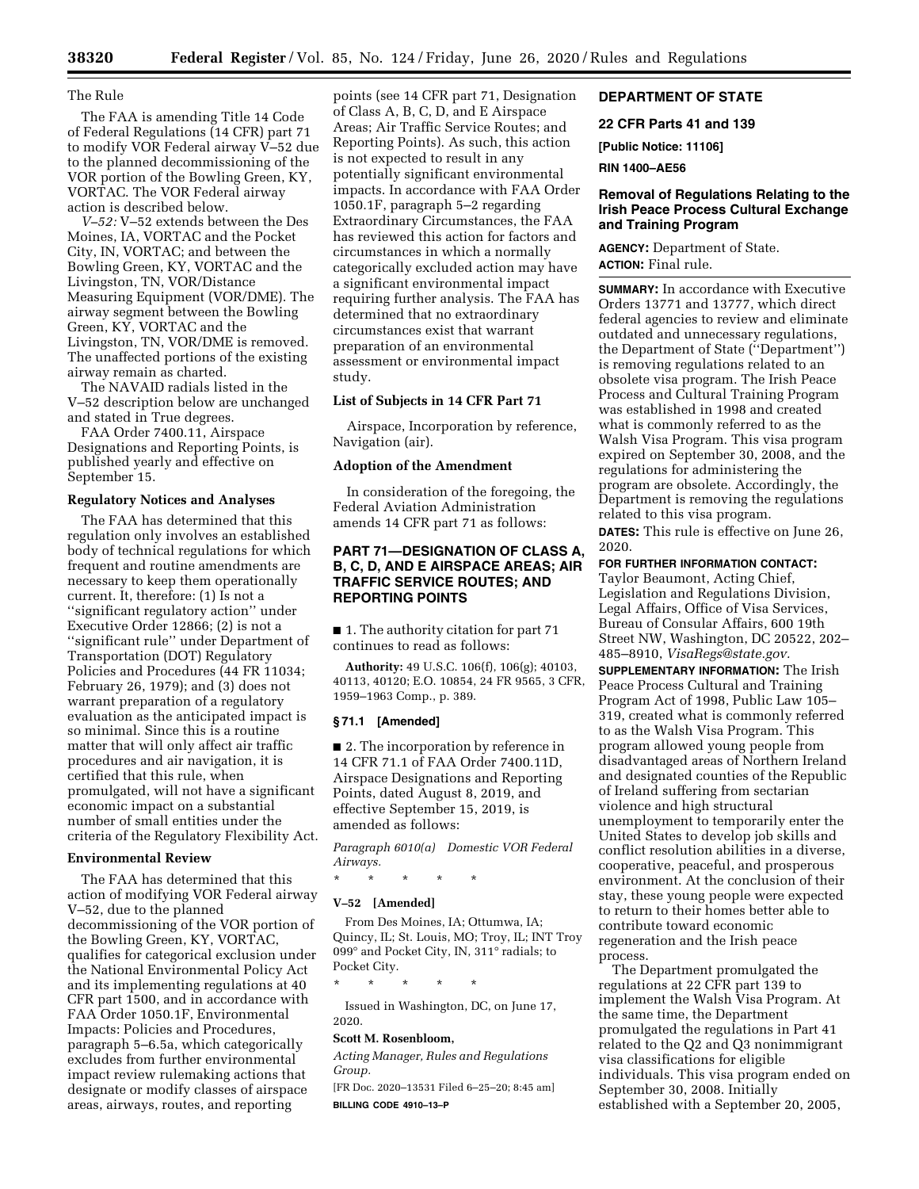The Rule

The FAA is amending Title 14 Code of Federal Regulations (14 CFR) part 71 to modify VOR Federal airway V–52 due to the planned decommissioning of the VOR portion of the Bowling Green, KY, VORTAC. The VOR Federal airway action is described below.

*V–52:* V–52 extends between the Des Moines, IA, VORTAC and the Pocket City, IN, VORTAC; and between the Bowling Green, KY, VORTAC and the Livingston, TN, VOR/Distance Measuring Equipment (VOR/DME). The airway segment between the Bowling Green, KY, VORTAC and the Livingston, TN, VOR/DME is removed. The unaffected portions of the existing airway remain as charted.

The NAVAID radials listed in the V–52 description below are unchanged and stated in True degrees.

FAA Order 7400.11, Airspace Designations and Reporting Points, is published yearly and effective on September 15.

**Regulatory Notices and Analyses**

The FAA has determined that this regulation only involves an established body of technical regulations for which frequent and routine amendments are necessary to keep them operationally current. It, therefore: (1) Is not a ''significant regulatory action'' under Executive Order 12866; (2) is not a ''significant rule'' under Department of Transportation (DOT) Regulatory Policies and Procedures (44 FR 11034; February 26, 1979); and (3) does not warrant preparation of a regulatory evaluation as the anticipated impact is so minimal. Since this is a routine matter that will only affect air traffic procedures and air navigation, it is certified that this rule, when promulgated, will not have a significant economic impact on a substantial number of small entities under the criteria of the Regulatory Flexibility Act.

**Environmental Review**

The FAA has determined that this action of modifying VOR Federal airway V–52, due to the planned decommissioning of the VOR portion of the Bowling Green, KY, VORTAC, qualifies for categorical exclusion under the National Environmental Policy Act and its implementing regulations at 40 CFR part 1500, and in accordance with FAA Order 1050.1F, Environmental Impacts: Policies and Procedures, paragraph 5–6.5a, which categorically excludes from further environmental impact review rulemaking actions that designate or modify classes of airspace areas, airways, routes, and reporting points (see 14 CFR part 71, Designation of Class A, B, C, D, and E Airspace Areas; Air Traffic Service Routes; and Reporting Points). As such, this action is not expected to result in any potentially significant environmental impacts. In accordance with FAA Order 1050.1F, paragraph 5–2 regarding Extraordinary Circumstances, the FAA has reviewed this action for factors and circumstances in which a normally categorically excluded action may have a significant environmental impact requiring further analysis. The FAA has determined that no extraordinary circumstances exist that warrant preparation of an environmental assessment or environmental impact study.

**List of Subjects in 14 CFR Part 71**

Airspace, Incorporation by reference, Navigation (air).

**Adoption of the Amendment**

In consideration of the foregoing, the Federal Aviation Administration amends 14 CFR part 71 as follows:

## PART 71—DESIGNATION OF CLASS A, B, C, D, AND E AIRSPACE AREAS; AIR TRAFFIC SERVICE ROUTES; AND REPORTING POINTS

■ 1. The authority citation for part 71 continues to read as follows:

**Authority:** 49 U.S.C. 106(f), 106(g); 40103, 40113, 40120; E.O. 10854, 24 FR 9565, 3 CFR, 1959–1963 Comp., p. 389.

**§ 71.1 [Amended]**

■ 2. The incorporation by reference in 14 CFR 71.1 of FAA Order 7400.11D, Airspace Designations and Reporting Points, dated August 8, 2019, and effective September 15, 2019, is amended as follows:

*Paragraph 6010(a) Domestic VOR Federal Airways.*

\* \* \* \* \*

**V–52 [Amended]**

From Des Moines, IA; Ottumwa, IA; Quincy, IL; St. Louis, MO; Troy, IL; INT Troy 099° and Pocket City, IN, 311° radials; to Pocket City.

\* \* \* \* \*

Issued in Washington, DC, on June 17, 2020.

**Scott M. Rosenbloom,**

*Acting Manager, Rules and Regulations Group.*

[FR Doc. 2020–13531 Filed 6–25–20; 8:45 am]

**BILLING CODE 4910–13–P**

## DEPARTMENT OF STATE

**22 CFR Parts 41 and 139**

**[Public Notice: 11106]**

**RIN 1400–AE56**

## Removal of Regulations Relating to the Irish Peace Process Cultural Exchange and Training Program

**AGENCY:** Department of State.

**ACTION:** Final rule.

**SUMMARY:** In accordance with Executive Orders 13771 and 13777, which direct federal agencies to review and eliminate outdated and unnecessary regulations, the Department of State (''Department'') is removing regulations related to an obsolete visa program. The Irish Peace Process and Cultural Training Program was established in 1998 and created what is commonly referred to as the Walsh Visa Program. This visa program expired on September 30, 2008, and the regulations for administering the program are obsolete. Accordingly, the Department is removing the regulations related to this visa program.

**DATES:** This rule is effective on June 26, 2020.

**FOR FURTHER INFORMATION CONTACT:** Taylor Beaumont, Acting Chief, Legislation and Regulations Division, Legal Affairs, Office of Visa Services, Bureau of Consular Affairs, 600 19th Street NW, Washington, DC 20522, 202–485–8910, *VisaRegs@state.gov.*

**SUPPLEMENTARY INFORMATION:** The Irish Peace Process Cultural and Training Program Act of 1998, Public Law 105–319, created what is commonly referred to as the Walsh Visa Program. This program allowed young people from disadvantaged areas of Northern Ireland and designated counties of the Republic of Ireland suffering from sectarian violence and high structural unemployment to temporarily enter the United States to develop job skills and conflict resolution abilities in a diverse, cooperative, peaceful, and prosperous environment. At the conclusion of their stay, these young people were expected to return to their homes better able to contribute toward economic regeneration and the Irish peace process.

The Department promulgated the regulations at 22 CFR part 139 to implement the Walsh Visa Program. At the same time, the Department promulgated the regulations in Part 41 related to the Q2 and Q3 nonimmigrant visa classifications for eligible individuals. This visa program ended on September 30, 2008. Initially established with a September 20, 2005,